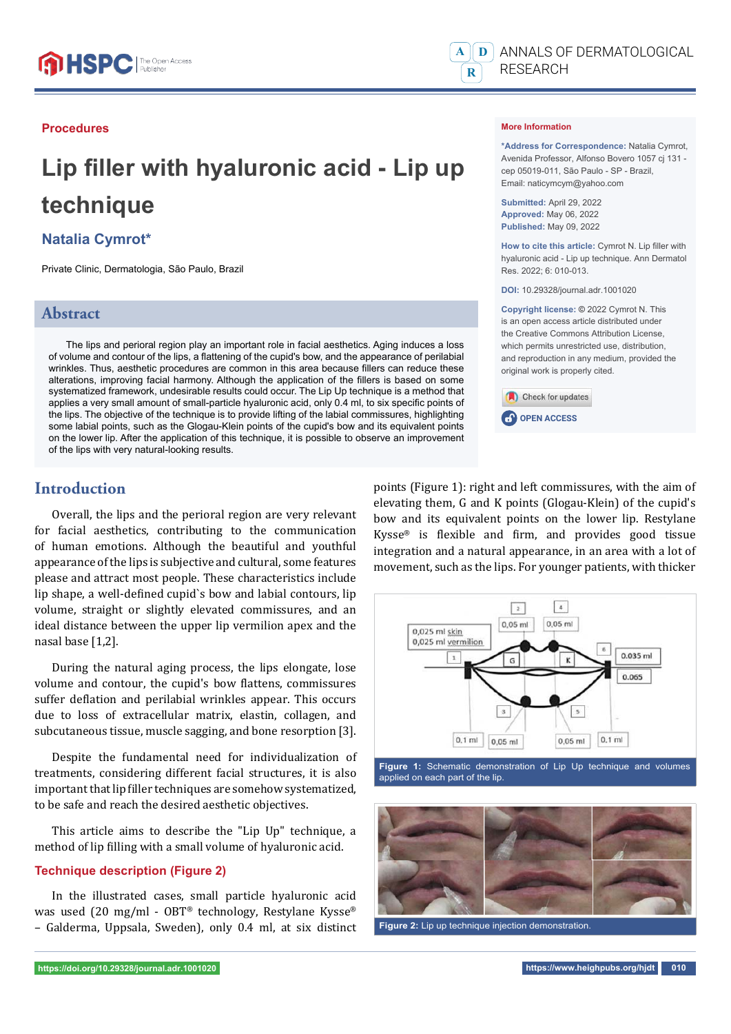Procedures

# Lip filler with hyaluronic acid - Lip up technique

**Natalia Cymrot***

Private Clinic, Dermatologia, São Paulo, Brazil

## Abstract

The lips and perioral region play an important role in facial aesthetics. Aging induces a loss of volume and contour of the lips, a flattening of the cupid's bow, and the appearance of perilabial wrinkles. Thus, aesthetic procedures are common in this area because fillers can reduce these alterations, improving facial harmony. Although the application of the fillers is based on some systematized framework, undesirable results could occur. The Lip Up technique is a method that applies a very small amount of small-particle hyaluronic acid, only 0.4 ml, to six specific points of the lips. The objective of the technique is to provide lifting of the labial commissures, highlighting some labial points, such as the Glogau-Klein points of the cupid's bow and its equivalent points on the lower lip. After the application of this technique, it is possible to observe an improvement of the lips with very natural-looking results.

**More Information**

**\*Address for Correspondence:** Natalia Cymrot, Avenida Professor, Alfonso Bovero 1057 cj 131 - cep 05019-011, São Paulo - SP - Brazil, Email: naticymcym@yahoo.com

**Submitted:** April 29, 2022
**Approved:** May 06, 2022
**Published:** May 09, 2022

**How to cite this article:** Cymrot N. Lip filler with hyaluronic acid - Lip up technique. Ann Dermatol Res. 2022; 6: 010-013.

**DOI:** 10.29328/journal.adr.1001020

**Copyright license:** © 2022 Cymrot N. This is an open access article distributed under the Creative Commons Attribution License, which permits unrestricted use, distribution, and reproduction in any medium, provided the original work is properly cited.

## Introduction

Overall, the lips and the perioral region are very relevant for facial aesthetics, contributing to the communication of human emotions. Although the beautiful and youthful appearance of the lips is subjective and cultural, some features please and attract most people. These characteristics include lip shape, a well-defined cupid`s bow and labial contours, lip volume, straight or slightly elevated commissures, and an ideal distance between the upper lip vermilion apex and the nasal base [1,2].

During the natural aging process, the lips elongate, lose volume and contour, the cupid's bow flattens, commissures suffer deflation and perilabial wrinkles appear. This occurs due to loss of extracellular matrix, elastin, collagen, and subcutaneous tissue, muscle sagging, and bone resorption [3].

Despite the fundamental need for individualization of treatments, considering different facial structures, it is also important that lip filler techniques are somehow systematized, to be safe and reach the desired aesthetic objectives.

This article aims to describe the "Lip Up" technique, a method of lip filling with a small volume of hyaluronic acid.

### Technique description (Figure 2)

In the illustrated cases, small particle hyaluronic acid was used (20 mg/ml - OBT® technology, Restylane Kysse® – Galderma, Uppsala, Sweden), only 0.4 ml, at six distinct points (Figure 1): right and left commissures, with the aim of elevating them, G and K points (Glogau-Klein) of the cupid's bow and its equivalent points on the lower lip. Restylane Kysse® is flexible and firm, and provides good tissue integration and a natural appearance, in an area with a lot of movement, such as the lips. For younger patients, with thicker

**Figure 1:** Schematic demonstration of Lip Up technique and volumes applied on each part of the lip.

**Figure 2:** Lip up technique injection demonstration.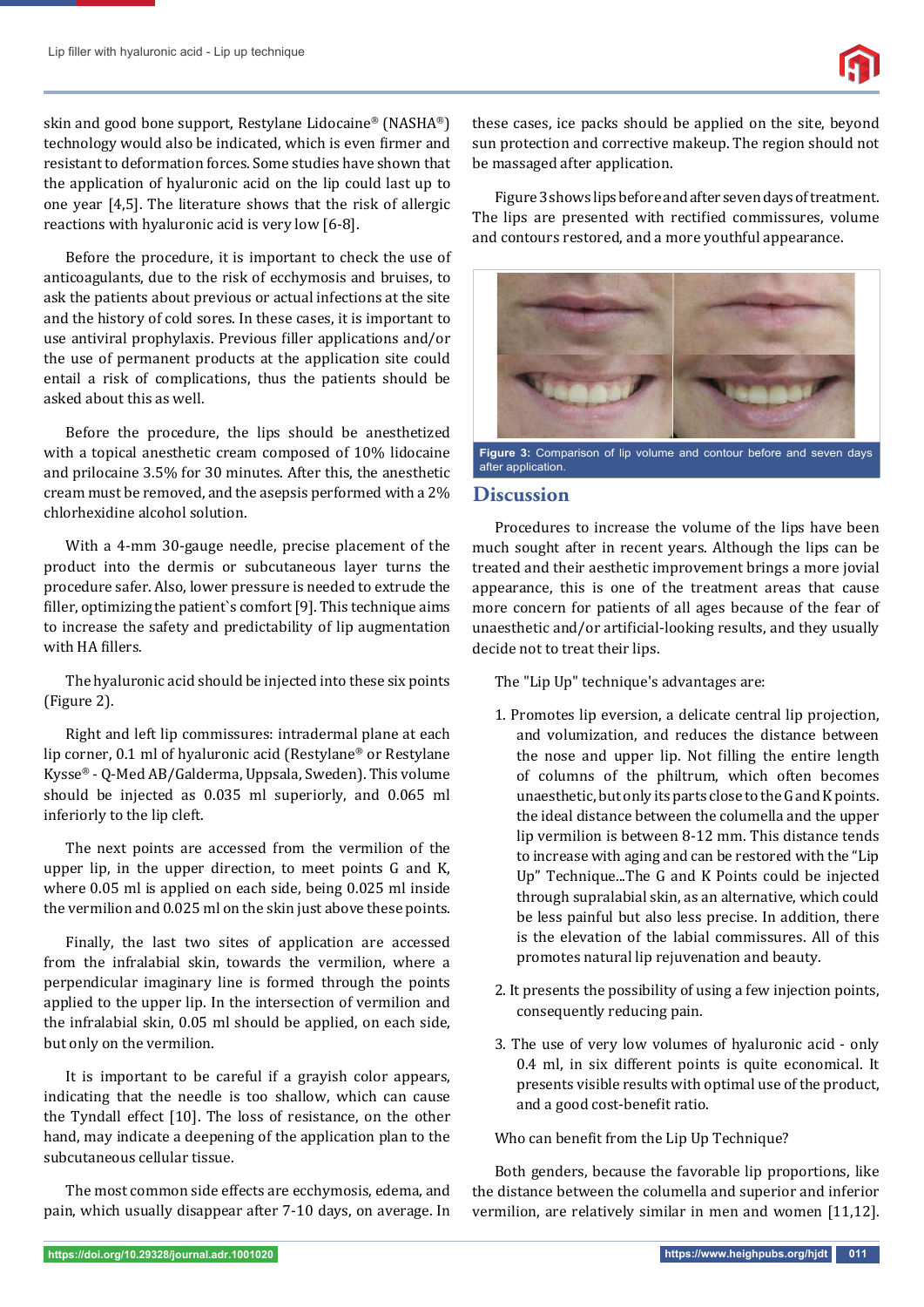skin and good bone support, Restylane Lidocaine® (NASHA®) technology would also be indicated, which is even firmer and resistant to deformation forces. Some studies have shown that the application of hyaluronic acid on the lip could last up to one year [4,5]. The literature shows that the risk of allergic reactions with hyaluronic acid is very low [6-8].

Before the procedure, it is important to check the use of anticoagulants, due to the risk of ecchymosis and bruises, to ask the patients about previous or actual infections at the site and the history of cold sores. In these cases, it is important to use antiviral prophylaxis. Previous filler applications and/or the use of permanent products at the application site could entail a risk of complications, thus the patients should be asked about this as well.

Before the procedure, the lips should be anesthetized with a topical anesthetic cream composed of 10% lidocaine and prilocaine 3.5% for 30 minutes. After this, the anesthetic cream must be removed, and the asepsis performed with a 2% chlorhexidine alcohol solution.

With a 4-mm 30-gauge needle, precise placement of the product into the dermis or subcutaneous layer turns the procedure safer. Also, lower pressure is needed to extrude the filler, optimizing the patient`s comfort [9]. This technique aims to increase the safety and predictability of lip augmentation with HA fillers.

The hyaluronic acid should be injected into these six points (Figure 2).

Right and left lip commissures: intradermal plane at each lip corner, 0.1 ml of hyaluronic acid (Restylane® or Restylane Kysse® - Q-Med AB/Galderma, Uppsala, Sweden). This volume should be injected as 0.035 ml superiorly, and 0.065 ml inferiorly to the lip cleft.

The next points are accessed from the vermilion of the upper lip, in the upper direction, to meet points G and K, where 0.05 ml is applied on each side, being 0.025 ml inside the vermilion and 0.025 ml on the skin just above these points.

Finally, the last two sites of application are accessed from the infralabial skin, towards the vermilion, where a perpendicular imaginary line is formed through the points applied to the upper lip. In the intersection of vermilion and the infralabial skin, 0.05 ml should be applied, on each side, but only on the vermilion.

It is important to be careful if a grayish color appears, indicating that the needle is too shallow, which can cause the Tyndall effect [10]. The loss of resistance, on the other hand, may indicate a deepening of the application plan to the subcutaneous cellular tissue.

The most common side effects are ecchymosis, edema, and pain, which usually disappear after 7-10 days, on average. In these cases, ice packs should be applied on the site, beyond sun protection and corrective makeup. The region should not be massaged after application.

Figure 3 shows lips before and after seven days of treatment. The lips are presented with rectified commissures, volume and contours restored, and a more youthful appearance.

**Figure 3:** Comparison of lip volume and contour before and seven days after application.

## Discussion

Procedures to increase the volume of the lips have been much sought after in recent years. Although the lips can be treated and their aesthetic improvement brings a more jovial appearance, this is one of the treatment areas that cause more concern for patients of all ages because of the fear of unaesthetic and/or artificial-looking results, and they usually decide not to treat their lips.

The "Lip Up" technique's advantages are:

1. Promotes lip eversion, a delicate central lip projection, and volumization, and reduces the distance between the nose and upper lip. Not filling the entire length of columns of the philtrum, which often becomes unaesthetic, but only its parts close to the G and K points. the ideal distance between the columella and the upper lip vermilion is between 8-12 mm. This distance tends to increase with aging and can be restored with the "Lip Up" Technique...The G and K Points could be injected through supralabial skin, as an alternative, which could be less painful but also less precise. In addition, there is the elevation of the labial commissures. All of this promotes natural lip rejuvenation and beauty.

2. It presents the possibility of using a few injection points, consequently reducing pain.

3. The use of very low volumes of hyaluronic acid - only 0.4 ml, in six different points is quite economical. It presents visible results with optimal use of the product, and a good cost-benefit ratio.

Who can benefit from the Lip Up Technique?

Both genders, because the favorable lip proportions, like the distance between the columella and superior and inferior vermilion, are relatively similar in men and women [11,12].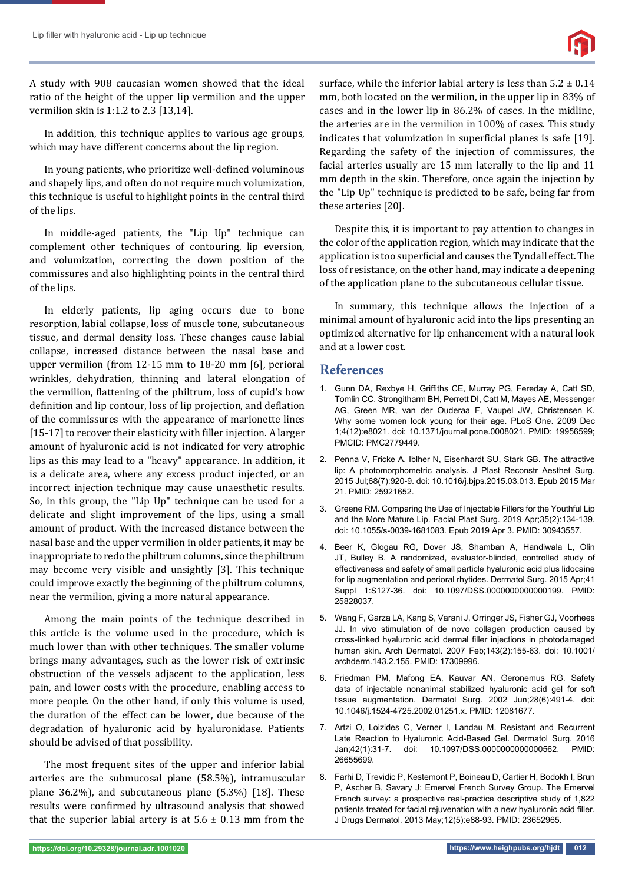A study with 908 caucasian women showed that the ideal ratio of the height of the upper lip vermilion and the upper vermilion skin is 1:1.2 to 2.3 [13,14].

In addition, this technique applies to various age groups, which may have different concerns about the lip region.

In young patients, who prioritize well-defined voluminous and shapely lips, and often do not require much volumization, this technique is useful to highlight points in the central third of the lips.

In middle-aged patients, the "Lip Up" technique can complement other techniques of contouring, lip eversion, and volumization, correcting the down position of the commissures and also highlighting points in the central third of the lips.

In elderly patients, lip aging occurs due to bone resorption, labial collapse, loss of muscle tone, subcutaneous tissue, and dermal density loss. These changes cause labial collapse, increased distance between the nasal base and upper vermilion (from 12-15 mm to 18-20 mm [6], perioral wrinkles, dehydration, thinning and lateral elongation of the vermilion, flattening of the philtrum, loss of cupid's bow definition and lip contour, loss of lip projection, and deflation of the commissures with the appearance of marionette lines [15-17] to recover their elasticity with filler injection. A larger amount of hyaluronic acid is not indicated for very atrophic lips as this may lead to a "heavy" appearance. In addition, it is a delicate area, where any excess product injected, or an incorrect injection technique may cause unaesthetic results. So, in this group, the "Lip Up" technique can be used for a delicate and slight improvement of the lips, using a small amount of product. With the increased distance between the nasal base and the upper vermilion in older patients, it may be inappropriate to redo the philtrum columns, since the philtrum may become very visible and unsightly [3]. This technique could improve exactly the beginning of the philtrum columns, near the vermilion, giving a more natural appearance.

Among the main points of the technique described in this article is the volume used in the procedure, which is much lower than with other techniques. The smaller volume brings many advantages, such as the lower risk of extrinsic obstruction of the vessels adjacent to the application, less pain, and lower costs with the procedure, enabling access to more people. On the other hand, if only this volume is used, the duration of the effect can be lower, due because of the degradation of hyaluronic acid by hyaluronidase. Patients should be advised of that possibility.

The most frequent sites of the upper and inferior labial arteries are the submucosal plane (58.5%), intramuscular plane 36.2%), and subcutaneous plane (5.3%) [18]. These results were confirmed by ultrasound analysis that showed that the superior labial artery is at 5.6 ± 0.13 mm from the surface, while the inferior labial artery is less than 5.2 ± 0.14 mm, both located on the vermilion, in the upper lip in 83% of cases and in the lower lip in 86.2% of cases. In the midline, the arteries are in the vermilion in 100% of cases. This study indicates that volumization in superficial planes is safe [19]. Regarding the safety of the injection of commissures, the facial arteries usually are 15 mm laterally to the lip and 11 mm depth in the skin. Therefore, once again the injection by the "Lip Up" technique is predicted to be safe, being far from these arteries [20].

Despite this, it is important to pay attention to changes in the color of the application region, which may indicate that the application is too superficial and causes the Tyndall effect. The loss of resistance, on the other hand, may indicate a deepening of the application plane to the subcutaneous cellular tissue.

In summary, this technique allows the injection of a minimal amount of hyaluronic acid into the lips presenting an optimized alternative for lip enhancement with a natural look and at a lower cost.

## References

1. Gunn DA, Rexbye H, Griffiths CE, Murray PG, Fereday A, Catt SD, Tomlin CC, Strongitharm BH, Perrett DI, Catt M, Mayes AE, Messenger AG, Green MR, van der Ouderaa F, Vaupel JW, Christensen K. Why some women look young for their age. PLoS One. 2009 Dec 1;4(12):e8021. doi: 10.1371/journal.pone.0008021. PMID: 19956599; PMCID: PMC2779449.
2. Penna V, Fricke A, Iblher N, Eisenhardt SU, Stark GB. The attractive lip: A photomorphometric analysis. J Plast Reconstr Aesthet Surg. 2015 Jul;68(7):920-9. doi: 10.1016/j.bjps.2015.03.013. Epub 2015 Mar 21. PMID: 25921652.
3. Greene RM. Comparing the Use of Injectable Fillers for the Youthful Lip and the More Mature Lip. Facial Plast Surg. 2019 Apr;35(2):134-139. doi: 10.1055/s-0039-1681083. Epub 2019 Apr 3. PMID: 30943557.
4. Beer K, Glogau RG, Dover JS, Shamban A, Handiwala L, Olin JT, Bulley B. A randomized, evaluator-blinded, controlled study of effectiveness and safety of small particle hyaluronic acid plus lidocaine for lip augmentation and perioral rhytides. Dermatol Surg. 2015 Apr;41 Suppl 1:S127-36. doi: 10.1097/DSS.0000000000000199. PMID: 25828037.
5. Wang F, Garza LA, Kang S, Varani J, Orringer JS, Fisher GJ, Voorhees JJ. In vivo stimulation of de novo collagen production caused by cross-linked hyaluronic acid dermal filler injections in photodamaged human skin. Arch Dermatol. 2007 Feb;143(2):155-63. doi: 10.1001/archderm.143.2.155. PMID: 17309996.
6. Friedman PM, Mafong EA, Kauvar AN, Geronemus RG. Safety data of injectable nonanimal stabilized hyaluronic acid gel for soft tissue augmentation. Dermatol Surg. 2002 Jun;28(6):491-4. doi: 10.1046/j.1524-4725.2002.01251.x. PMID: 12081677.
7. Artzi O, Loizides C, Verner I, Landau M. Resistant and Recurrent Late Reaction to Hyaluronic Acid-Based Gel. Dermatol Surg. 2016 Jan;42(1):31-7. doi: 10.1097/DSS.0000000000000562. PMID: 26655699.
8. Farhi D, Trevidic P, Kestemont P, Boineau D, Cartier H, Bodokh I, Brun P, Ascher B, Savary J; Emervel French Survey Group. The Emervel French survey: a prospective real-practice descriptive study of 1,822 patients treated for facial rejuvenation with a new hyaluronic acid filler. J Drugs Dermatol. 2013 May;12(5):e88-93. PMID: 23652965.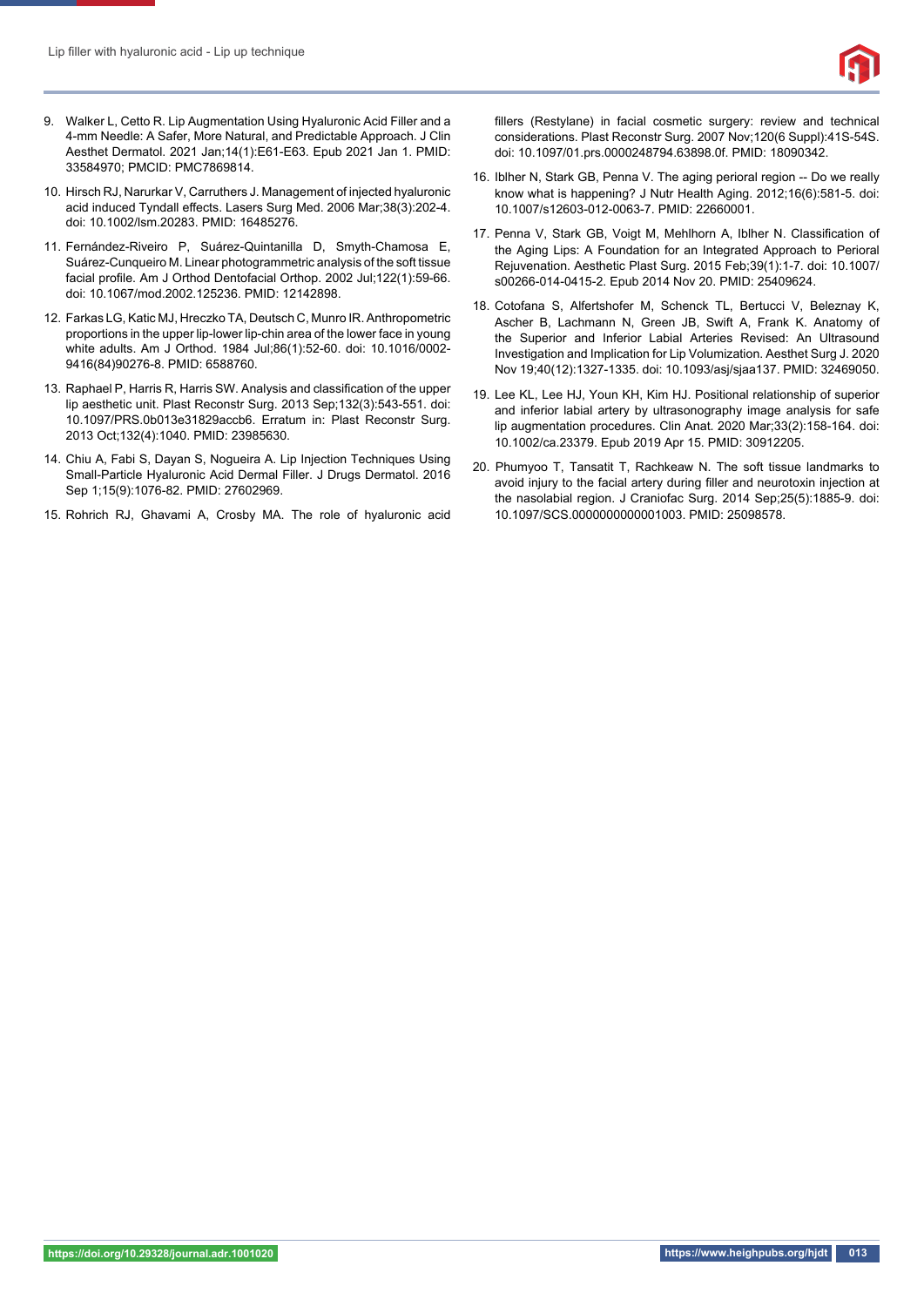9. Walker L, Cetto R. Lip Augmentation Using Hyaluronic Acid Filler and a 4-mm Needle: A Safer, More Natural, and Predictable Approach. J Clin Aesthet Dermatol. 2021 Jan;14(1):E61-E63. Epub 2021 Jan 1. PMID: 33584970; PMCID: PMC7869814.

10. Hirsch RJ, Narurkar V, Carruthers J. Management of injected hyaluronic acid induced Tyndall effects. Lasers Surg Med. 2006 Mar;38(3):202-4. doi: 10.1002/lsm.20283. PMID: 16485276.

11. Fernández-Riveiro P, Suárez-Quintanilla D, Smyth-Chamosa E, Suárez-Cunqueiro M. Linear photogrammetric analysis of the soft tissue facial profile. Am J Orthod Dentofacial Orthop. 2002 Jul;122(1):59-66. doi: 10.1067/mod.2002.125236. PMID: 12142898.

12. Farkas LG, Katic MJ, Hreczko TA, Deutsch C, Munro IR. Anthropometric proportions in the upper lip-lower lip-chin area of the lower face in young white adults. Am J Orthod. 1984 Jul;86(1):52-60. doi: 10.1016/0002-9416(84)90276-8. PMID: 6588760.

13. Raphael P, Harris R, Harris SW. Analysis and classification of the upper lip aesthetic unit. Plast Reconstr Surg. 2013 Sep;132(3):543-551. doi: 10.1097/PRS.0b013e31829accb6. Erratum in: Plast Reconstr Surg. 2013 Oct;132(4):1040. PMID: 23985630.

14. Chiu A, Fabi S, Dayan S, Nogueira A. Lip Injection Techniques Using Small-Particle Hyaluronic Acid Dermal Filler. J Drugs Dermatol. 2016 Sep 1;15(9):1076-82. PMID: 27602969.

15. Rohrich RJ, Ghavami A, Crosby MA. The role of hyaluronic acid fillers (Restylane) in facial cosmetic surgery: review and technical considerations. Plast Reconstr Surg. 2007 Nov;120(6 Suppl):41S-54S. doi: 10.1097/01.prs.0000248794.63898.0f. PMID: 18090342.

16. Iblher N, Stark GB, Penna V. The aging perioral region -- Do we really know what is happening? J Nutr Health Aging. 2012;16(6):581-5. doi: 10.1007/s12603-012-0063-7. PMID: 22660001.

17. Penna V, Stark GB, Voigt M, Mehlhorn A, Iblher N. Classification of the Aging Lips: A Foundation for an Integrated Approach to Perioral Rejuvenation. Aesthetic Plast Surg. 2015 Feb;39(1):1-7. doi: 10.1007/s00266-014-0415-2. Epub 2014 Nov 20. PMID: 25409624.

18. Cotofana S, Alfertshofer M, Schenck TL, Bertucci V, Beleznay K, Ascher B, Lachmann N, Green JB, Swift A, Frank K. Anatomy of the Superior and Inferior Labial Arteries Revised: An Ultrasound Investigation and Implication for Lip Volumization. Aesthet Surg J. 2020 Nov 19;40(12):1327-1335. doi: 10.1093/asj/sjaa137. PMID: 32469050.

19. Lee KL, Lee HJ, Youn KH, Kim HJ. Positional relationship of superior and inferior labial artery by ultrasonography image analysis for safe lip augmentation procedures. Clin Anat. 2020 Mar;33(2):158-164. doi: 10.1002/ca.23379. Epub 2019 Apr 15. PMID: 30912205.

20. Phumyoo T, Tansatit T, Rachkeaw N. The soft tissue landmarks to avoid injury to the facial artery during filler and neurotoxin injection at the nasolabial region. J Craniofac Surg. 2014 Sep;25(5):1885-9. doi: 10.1097/SCS.0000000000001003. PMID: 25098578.